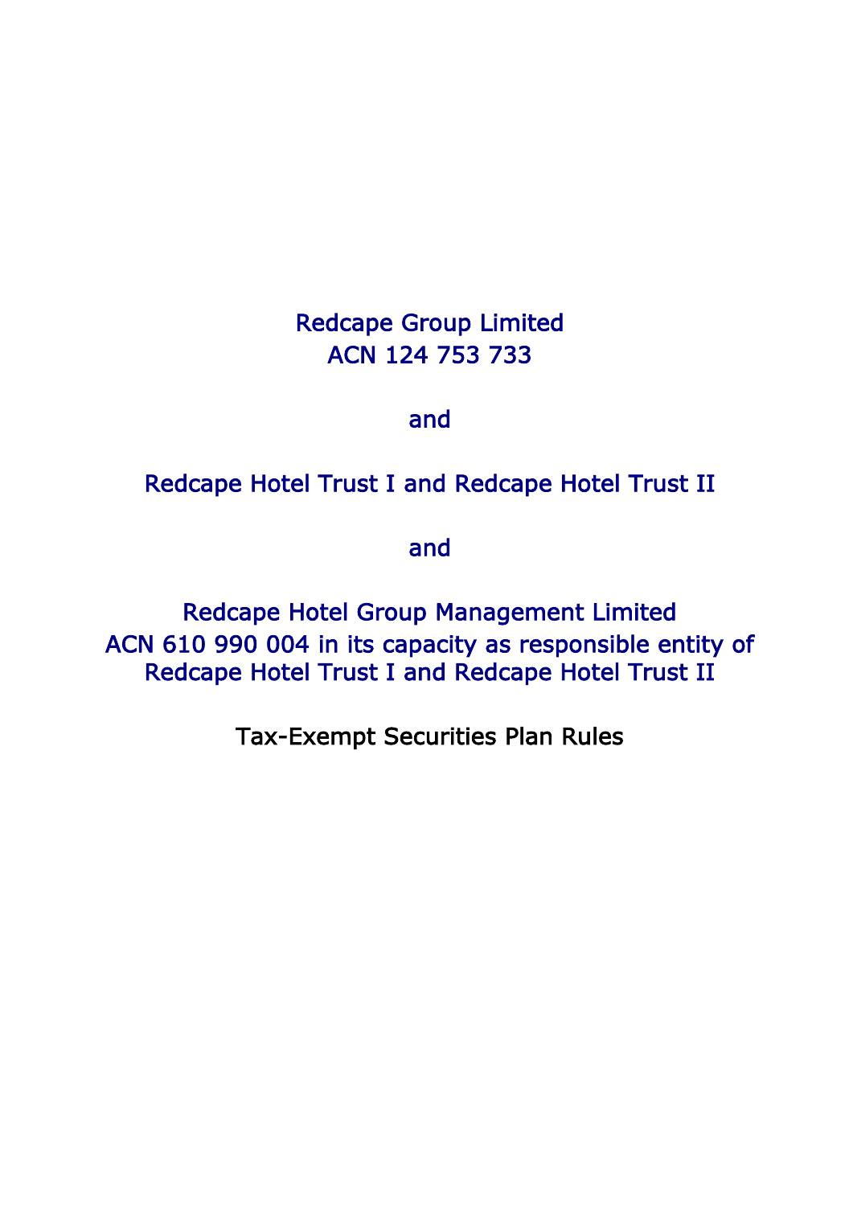Redcape Group Limited
ACN 124 753 733

and

Redcape Hotel Trust I and Redcape Hotel Trust II

and

Redcape Hotel Group Management Limited
ACN 610 990 004 in its capacity as responsible entity of
Redcape Hotel Trust I and Redcape Hotel Trust II

# Tax-Exempt Securities Plan Rules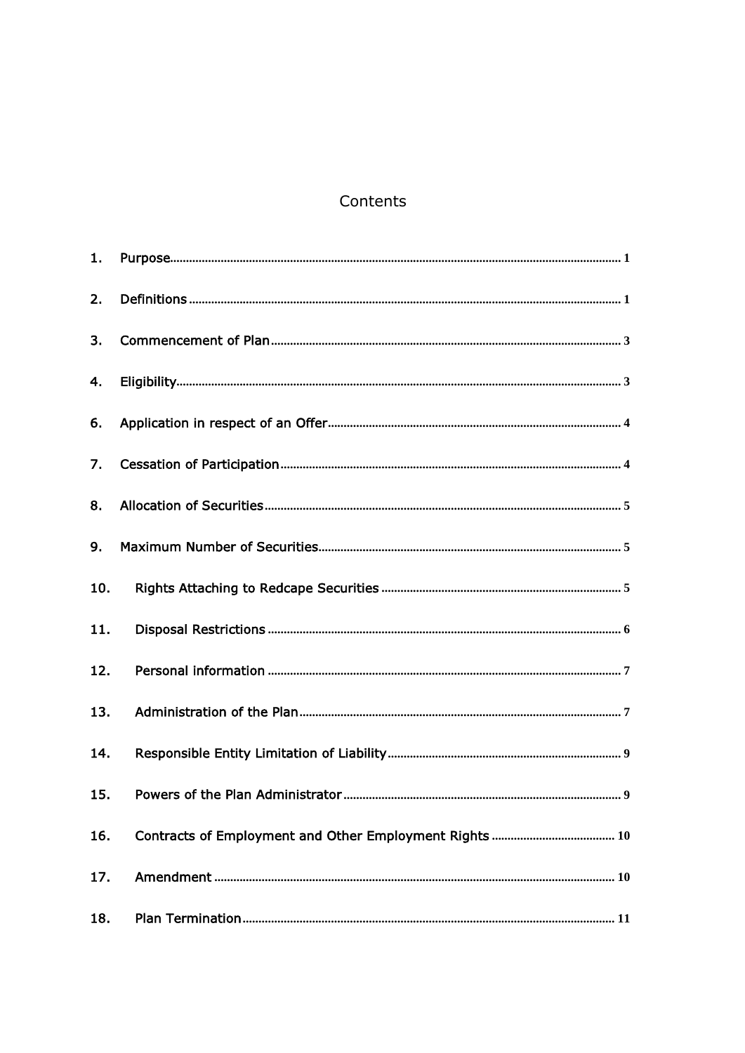# Contents

| | | |
|---|---|---|
| 1. | Purpose | 1 |
| 2. | Definitions | 1 |
| 3. | Commencement of Plan | 3 |
| 4. | Eligibility | 3 |
| 6. | Application in respect of an Offer | 4 |
| 7. | Cessation of Participation | 4 |
| 8. | Allocation of Securities | 5 |
| 9. | Maximum Number of Securities | 5 |
| 10. | Rights Attaching to Redcape Securities | 5 |
| 11. | Disposal Restrictions | 6 |
| 12. | Personal information | 7 |
| 13. | Administration of the Plan | 7 |
| 14. | Responsible Entity Limitation of Liability | 9 |
| 15. | Powers of the Plan Administrator | 9 |
| 16. | Contracts of Employment and Other Employment Rights | 10 |
| 17. | Amendment | 10 |
| 18. | Plan Termination | 11 |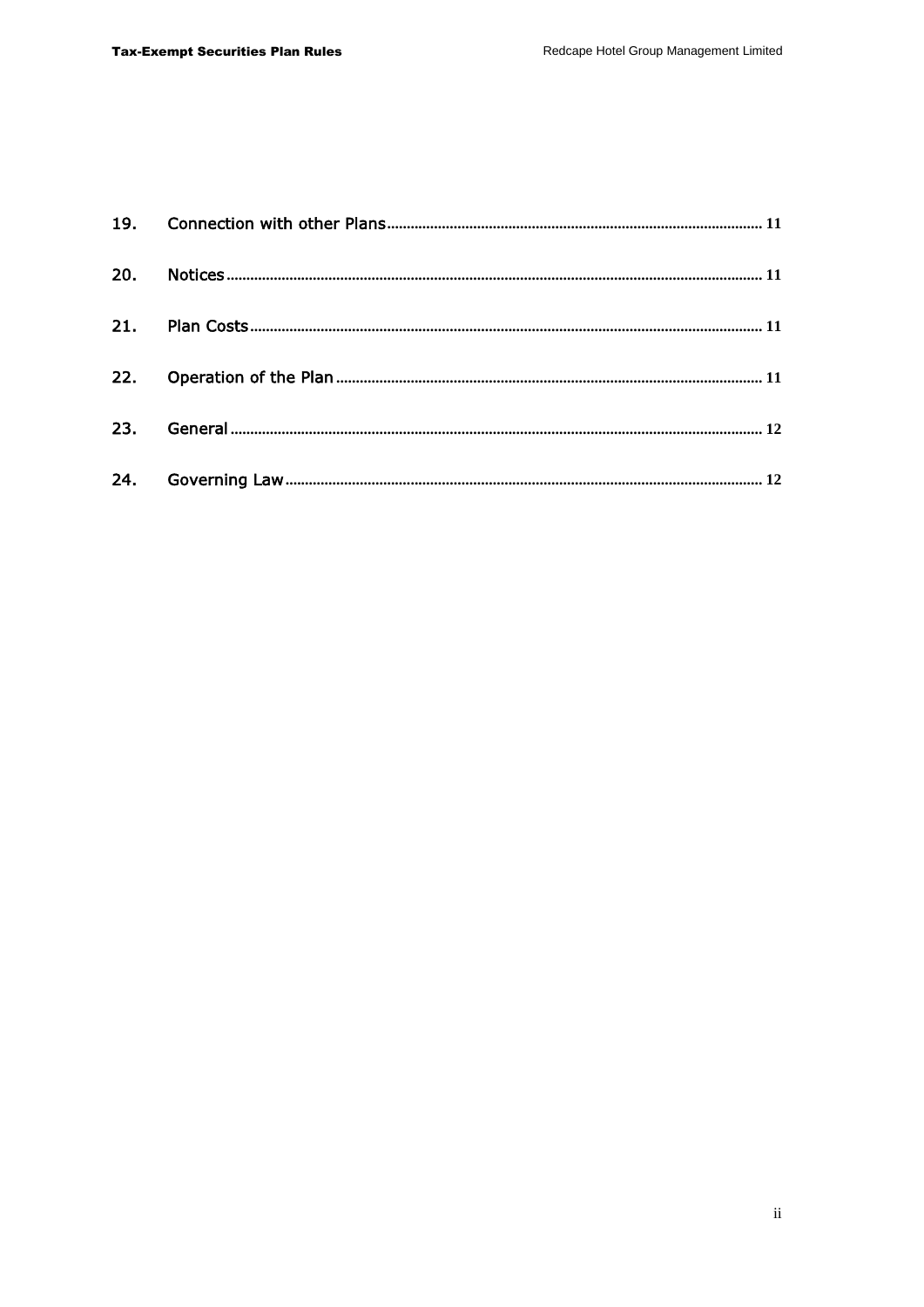| | | |
|---|---|---|
| 19. | Connection with other Plans | 11 |
| 20. | Notices | 11 |
| 21. | Plan Costs | 11 |
| 22. | Operation of the Plan | 11 |
| 23. | General | 12 |
| 24. | Governing Law | 12 |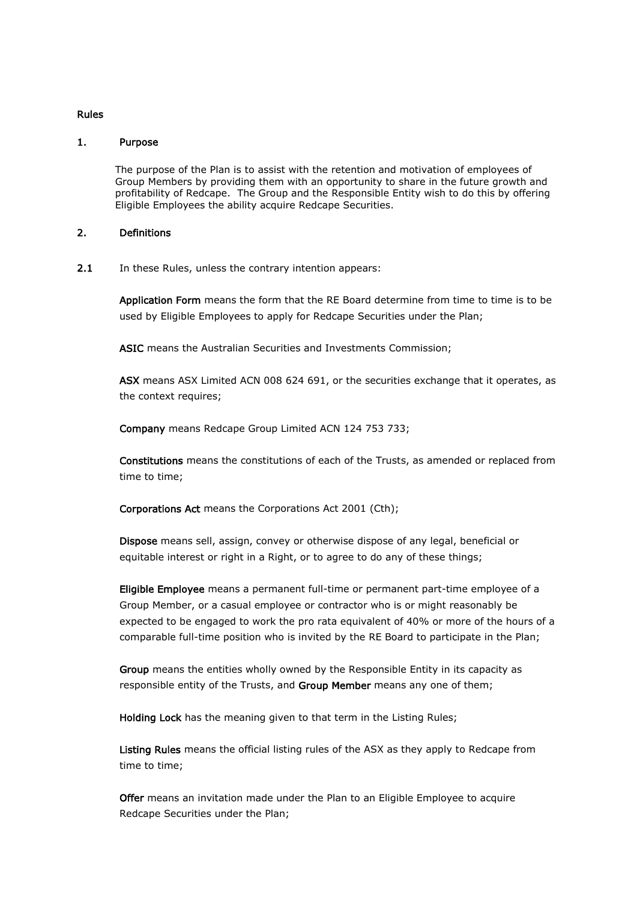**Rules**

## 1. Purpose

The purpose of the Plan is to assist with the retention and motivation of employees of Group Members by providing them with an opportunity to share in the future growth and profitability of Redcape. The Group and the Responsible Entity wish to do this by offering Eligible Employees the ability acquire Redcape Securities.

## 2. Definitions

**2.1** In these Rules, unless the contrary intention appears:

**Application Form** means the form that the RE Board determine from time to time is to be used by Eligible Employees to apply for Redcape Securities under the Plan;

**ASIC** means the Australian Securities and Investments Commission;

**ASX** means ASX Limited ACN 008 624 691, or the securities exchange that it operates, as the context requires;

**Company** means Redcape Group Limited ACN 124 753 733;

**Constitutions** means the constitutions of each of the Trusts, as amended or replaced from time to time;

**Corporations Act** means the Corporations Act 2001 (Cth);

**Dispose** means sell, assign, convey or otherwise dispose of any legal, beneficial or equitable interest or right in a Right, or to agree to do any of these things;

**Eligible Employee** means a permanent full-time or permanent part-time employee of a Group Member, or a casual employee or contractor who is or might reasonably be expected to be engaged to work the pro rata equivalent of 40% or more of the hours of a comparable full-time position who is invited by the RE Board to participate in the Plan;

**Group** means the entities wholly owned by the Responsible Entity in its capacity as responsible entity of the Trusts, and **Group Member** means any one of them;

**Holding Lock** has the meaning given to that term in the Listing Rules;

**Listing Rules** means the official listing rules of the ASX as they apply to Redcape from time to time;

**Offer** means an invitation made under the Plan to an Eligible Employee to acquire Redcape Securities under the Plan;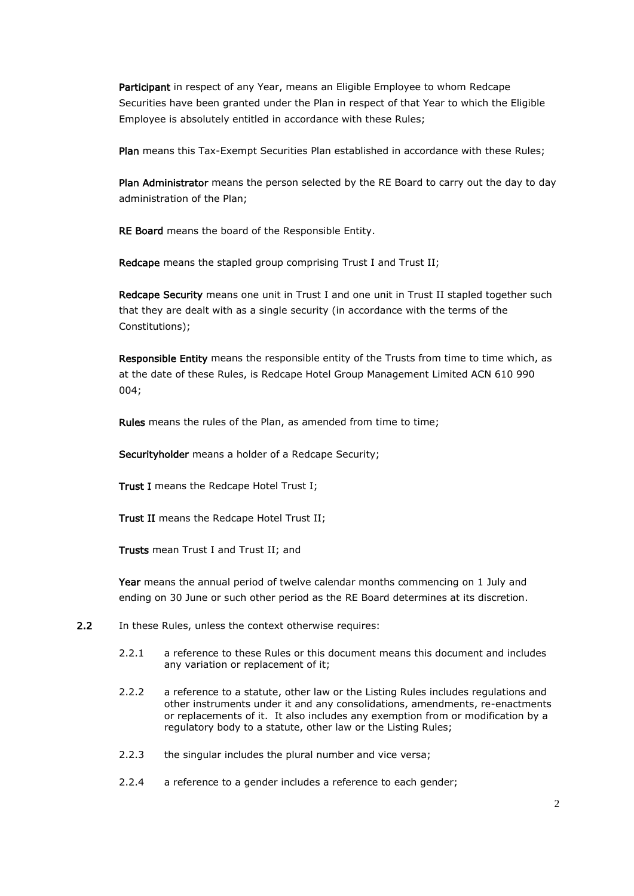**Participant** in respect of any Year, means an Eligible Employee to whom Redcape Securities have been granted under the Plan in respect of that Year to which the Eligible Employee is absolutely entitled in accordance with these Rules;

**Plan** means this Tax-Exempt Securities Plan established in accordance with these Rules;

**Plan Administrator** means the person selected by the RE Board to carry out the day to day administration of the Plan;

**RE Board** means the board of the Responsible Entity.

**Redcape** means the stapled group comprising Trust I and Trust II;

**Redcape Security** means one unit in Trust I and one unit in Trust II stapled together such that they are dealt with as a single security (in accordance with the terms of the Constitutions);

**Responsible Entity** means the responsible entity of the Trusts from time to time which, as at the date of these Rules, is Redcape Hotel Group Management Limited ACN 610 990 004;

**Rules** means the rules of the Plan, as amended from time to time;

**Securityholder** means a holder of a Redcape Security;

**Trust I** means the Redcape Hotel Trust I;

**Trust II** means the Redcape Hotel Trust II;

**Trusts** mean Trust I and Trust II; and

**Year** means the annual period of twelve calendar months commencing on 1 July and ending on 30 June or such other period as the RE Board determines at its discretion.

**2.2** In these Rules, unless the context otherwise requires:

2.2.1 a reference to these Rules or this document means this document and includes any variation or replacement of it;

2.2.2 a reference to a statute, other law or the Listing Rules includes regulations and other instruments under it and any consolidations, amendments, re-enactments or replacements of it. It also includes any exemption from or modification by a regulatory body to a statute, other law or the Listing Rules;

2.2.3 the singular includes the plural number and vice versa;

2.2.4 a reference to a gender includes a reference to each gender;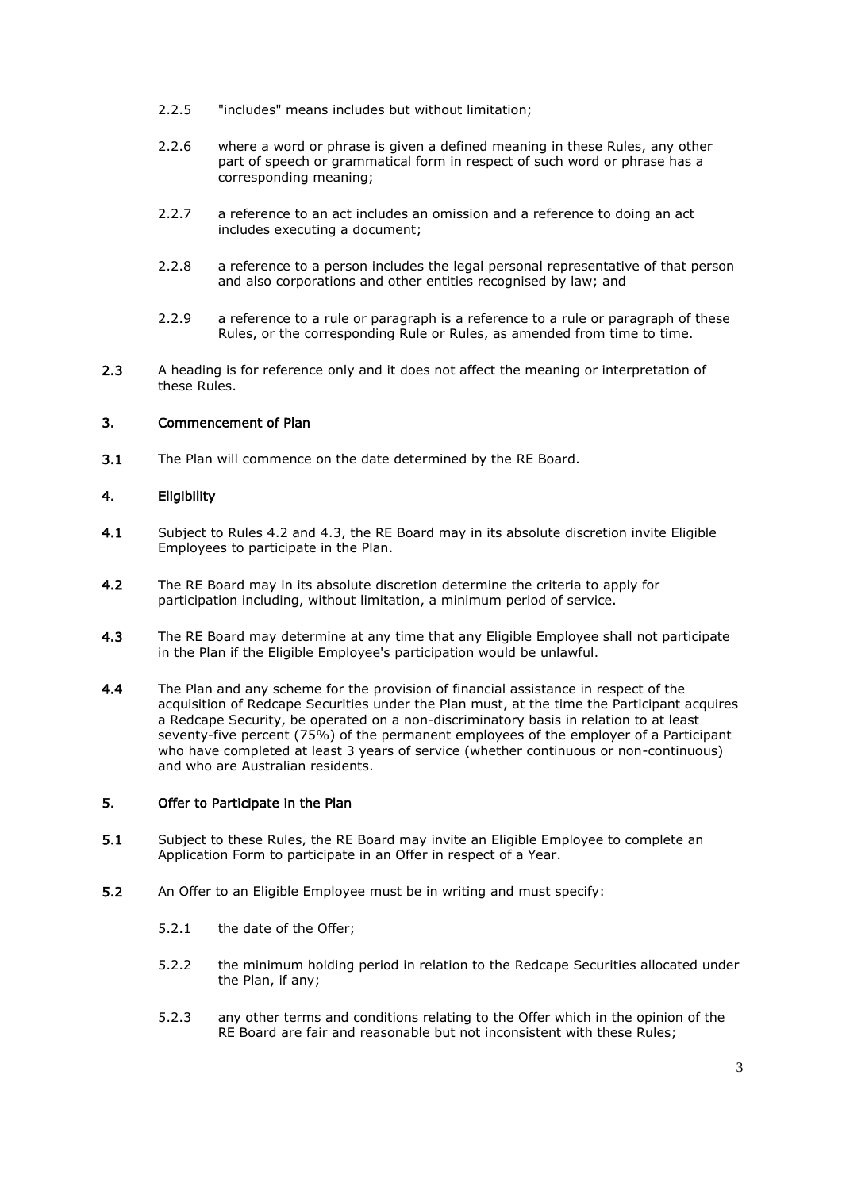2.2.5 "includes" means includes but without limitation;

2.2.6 where a word or phrase is given a defined meaning in these Rules, any other part of speech or grammatical form in respect of such word or phrase has a corresponding meaning;

2.2.7 a reference to an act includes an omission and a reference to doing an act includes executing a document;

2.2.8 a reference to a person includes the legal personal representative of that person and also corporations and other entities recognised by law; and

2.2.9 a reference to a rule or paragraph is a reference to a rule or paragraph of these Rules, or the corresponding Rule or Rules, as amended from time to time.

**2.3** A heading is for reference only and it does not affect the meaning or interpretation of these Rules.

## 3. Commencement of Plan

**3.1** The Plan will commence on the date determined by the RE Board.

## 4. Eligibility

**4.1** Subject to Rules 4.2 and 4.3, the RE Board may in its absolute discretion invite Eligible Employees to participate in the Plan.

**4.2** The RE Board may in its absolute discretion determine the criteria to apply for participation including, without limitation, a minimum period of service.

**4.3** The RE Board may determine at any time that any Eligible Employee shall not participate in the Plan if the Eligible Employee's participation would be unlawful.

**4.4** The Plan and any scheme for the provision of financial assistance in respect of the acquisition of Redcape Securities under the Plan must, at the time the Participant acquires a Redcape Security, be operated on a non-discriminatory basis in relation to at least seventy-five percent (75%) of the permanent employees of the employer of a Participant who have completed at least 3 years of service (whether continuous or non-continuous) and who are Australian residents.

## 5. Offer to Participate in the Plan

**5.1** Subject to these Rules, the RE Board may invite an Eligible Employee to complete an Application Form to participate in an Offer in respect of a Year.

**5.2** An Offer to an Eligible Employee must be in writing and must specify:

5.2.1 the date of the Offer;

5.2.2 the minimum holding period in relation to the Redcape Securities allocated under the Plan, if any;

5.2.3 any other terms and conditions relating to the Offer which in the opinion of the RE Board are fair and reasonable but not inconsistent with these Rules;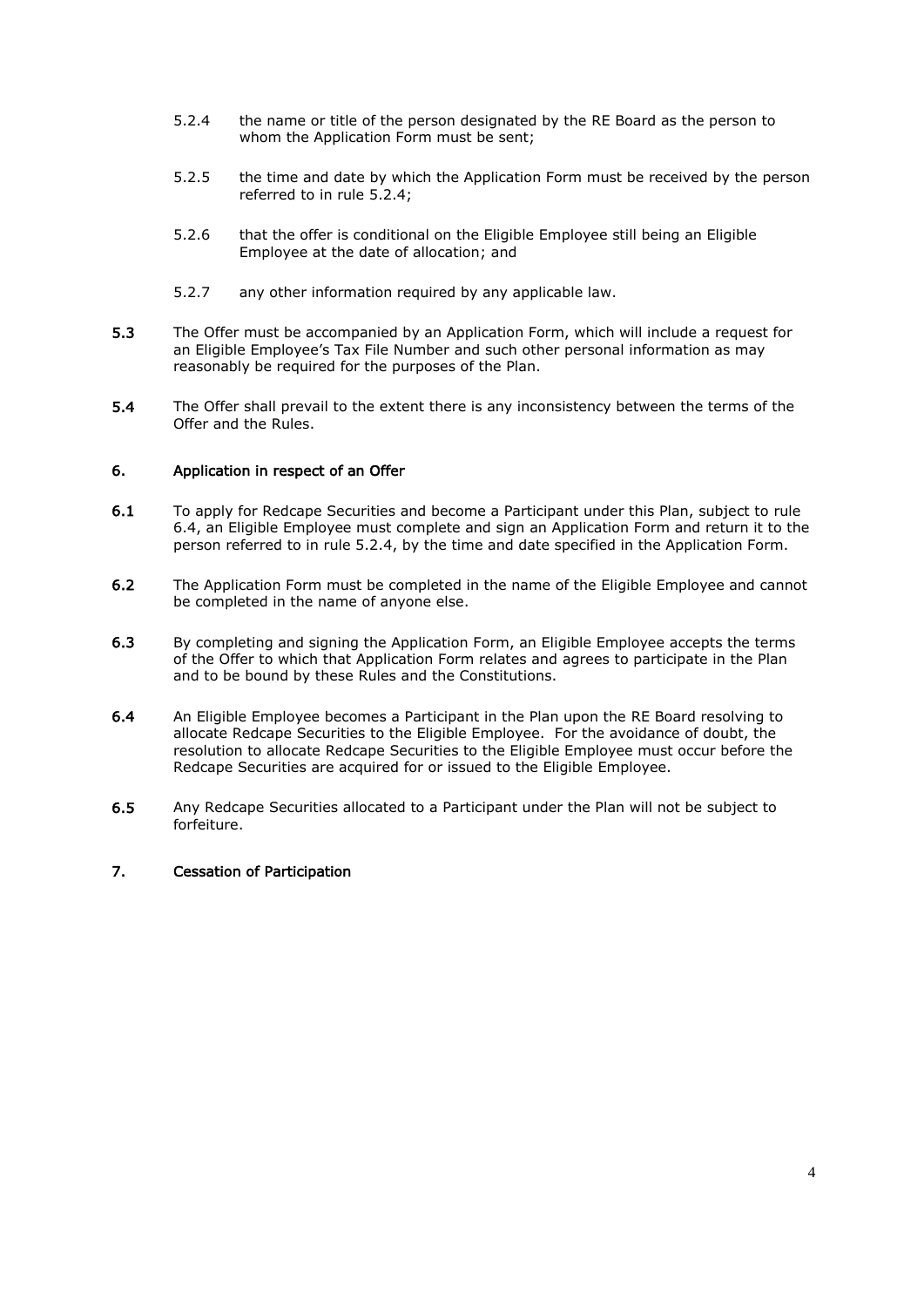5.2.4 the name or title of the person designated by the RE Board as the person to whom the Application Form must be sent;

5.2.5 the time and date by which the Application Form must be received by the person referred to in rule 5.2.4;

5.2.6 that the offer is conditional on the Eligible Employee still being an Eligible Employee at the date of allocation; and

5.2.7 any other information required by any applicable law.

**5.3** The Offer must be accompanied by an Application Form, which will include a request for an Eligible Employee's Tax File Number and such other personal information as may reasonably be required for the purposes of the Plan.

**5.4** The Offer shall prevail to the extent there is any inconsistency between the terms of the Offer and the Rules.

## 6. Application in respect of an Offer

**6.1** To apply for Redcape Securities and become a Participant under this Plan, subject to rule 6.4, an Eligible Employee must complete and sign an Application Form and return it to the person referred to in rule 5.2.4, by the time and date specified in the Application Form.

**6.2** The Application Form must be completed in the name of the Eligible Employee and cannot be completed in the name of anyone else.

**6.3** By completing and signing the Application Form, an Eligible Employee accepts the terms of the Offer to which that Application Form relates and agrees to participate in the Plan and to be bound by these Rules and the Constitutions.

**6.4** An Eligible Employee becomes a Participant in the Plan upon the RE Board resolving to allocate Redcape Securities to the Eligible Employee. For the avoidance of doubt, the resolution to allocate Redcape Securities to the Eligible Employee must occur before the Redcape Securities are acquired for or issued to the Eligible Employee.

**6.5** Any Redcape Securities allocated to a Participant under the Plan will not be subject to forfeiture.

## 7. Cessation of Participation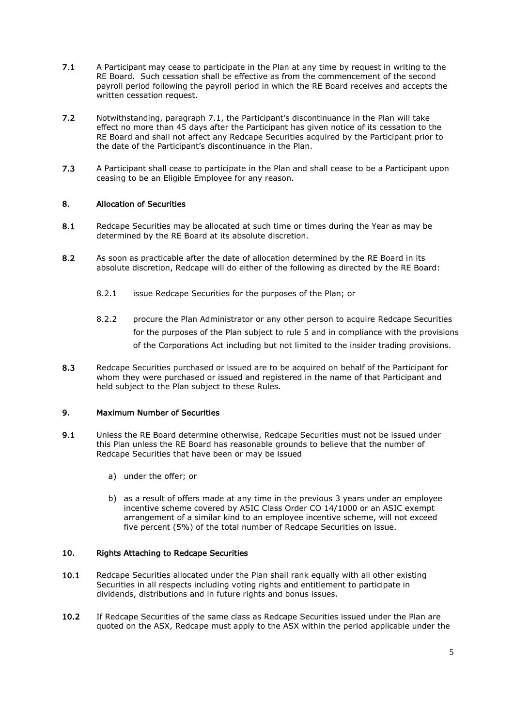**7.1** A Participant may cease to participate in the Plan at any time by request in writing to the RE Board. Such cessation shall be effective as from the commencement of the second payroll period following the payroll period in which the RE Board receives and accepts the written cessation request.

**7.2** Notwithstanding, paragraph 7.1, the Participant's discontinuance in the Plan will take effect no more than 45 days after the Participant has given notice of its cessation to the RE Board and shall not affect any Redcape Securities acquired by the Participant prior to the date of the Participant's discontinuance in the Plan.

**7.3** A Participant shall cease to participate in the Plan and shall cease to be a Participant upon ceasing to be an Eligible Employee for any reason.

## 8. Allocation of Securities

**8.1** Redcape Securities may be allocated at such time or times during the Year as may be determined by the RE Board at its absolute discretion.

**8.2** As soon as practicable after the date of allocation determined by the RE Board in its absolute discretion, Redcape will do either of the following as directed by the RE Board:

8.2.1 issue Redcape Securities for the purposes of the Plan; or

8.2.2 procure the Plan Administrator or any other person to acquire Redcape Securities for the purposes of the Plan subject to rule 5 and in compliance with the provisions of the Corporations Act including but not limited to the insider trading provisions.

**8.3** Redcape Securities purchased or issued are to be acquired on behalf of the Participant for whom they were purchased or issued and registered in the name of that Participant and held subject to the Plan subject to these Rules.

## 9. Maximum Number of Securities

**9.1** Unless the RE Board determine otherwise, Redcape Securities must not be issued under this Plan unless the RE Board has reasonable grounds to believe that the number of Redcape Securities that have been or may be issued

a) under the offer; or

b) as a result of offers made at any time in the previous 3 years under an employee incentive scheme covered by ASIC Class Order CO 14/1000 or an ASIC exempt arrangement of a similar kind to an employee incentive scheme, will not exceed five percent (5%) of the total number of Redcape Securities on issue.

## 10. Rights Attaching to Redcape Securities

**10.1** Redcape Securities allocated under the Plan shall rank equally with all other existing Securities in all respects including voting rights and entitlement to participate in dividends, distributions and in future rights and bonus issues.

**10.2** If Redcape Securities of the same class as Redcape Securities issued under the Plan are quoted on the ASX, Redcape must apply to the ASX within the period applicable under the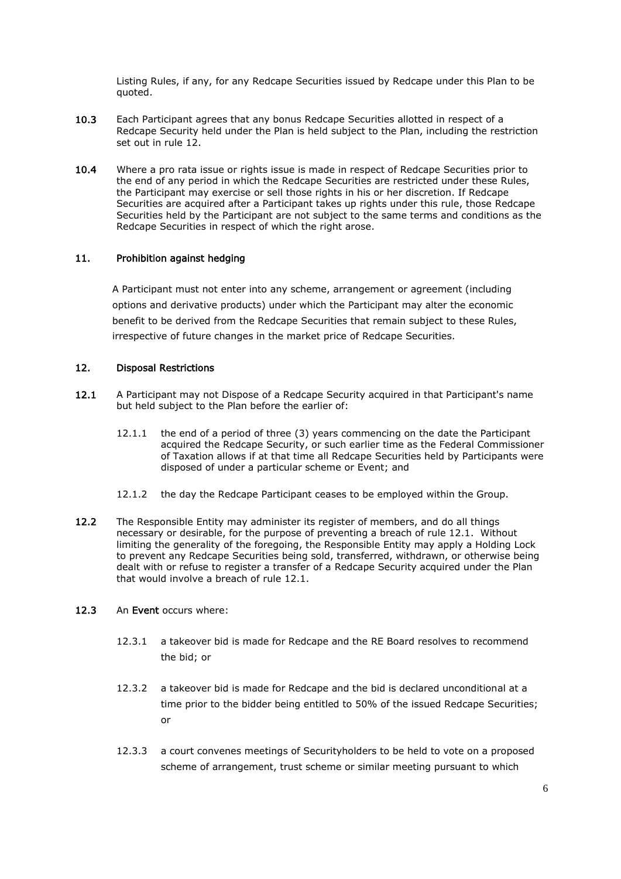Listing Rules, if any, for any Redcape Securities issued by Redcape under this Plan to be quoted.

**10.3** Each Participant agrees that any bonus Redcape Securities allotted in respect of a Redcape Security held under the Plan is held subject to the Plan, including the restriction set out in rule 12.

**10.4** Where a pro rata issue or rights issue is made in respect of Redcape Securities prior to the end of any period in which the Redcape Securities are restricted under these Rules, the Participant may exercise or sell those rights in his or her discretion. If Redcape Securities are acquired after a Participant takes up rights under this rule, those Redcape Securities held by the Participant are not subject to the same terms and conditions as the Redcape Securities in respect of which the right arose.

## 11. Prohibition against hedging

A Participant must not enter into any scheme, arrangement or agreement (including options and derivative products) under which the Participant may alter the economic benefit to be derived from the Redcape Securities that remain subject to these Rules, irrespective of future changes in the market price of Redcape Securities.

## 12. Disposal Restrictions

**12.1** A Participant may not Dispose of a Redcape Security acquired in that Participant's name but held subject to the Plan before the earlier of:

12.1.1 the end of a period of three (3) years commencing on the date the Participant acquired the Redcape Security, or such earlier time as the Federal Commissioner of Taxation allows if at that time all Redcape Securities held by Participants were disposed of under a particular scheme or Event; and

12.1.2 the day the Redcape Participant ceases to be employed within the Group.

**12.2** The Responsible Entity may administer its register of members, and do all things necessary or desirable, for the purpose of preventing a breach of rule 12.1. Without limiting the generality of the foregoing, the Responsible Entity may apply a Holding Lock to prevent any Redcape Securities being sold, transferred, withdrawn, or otherwise being dealt with or refuse to register a transfer of a Redcape Security acquired under the Plan that would involve a breach of rule 12.1.

**12.3** An **Event** occurs where:

12.3.1 a takeover bid is made for Redcape and the RE Board resolves to recommend the bid; or

12.3.2 a takeover bid is made for Redcape and the bid is declared unconditional at a time prior to the bidder being entitled to 50% of the issued Redcape Securities; or

12.3.3 a court convenes meetings of Securityholders to be held to vote on a proposed scheme of arrangement, trust scheme or similar meeting pursuant to which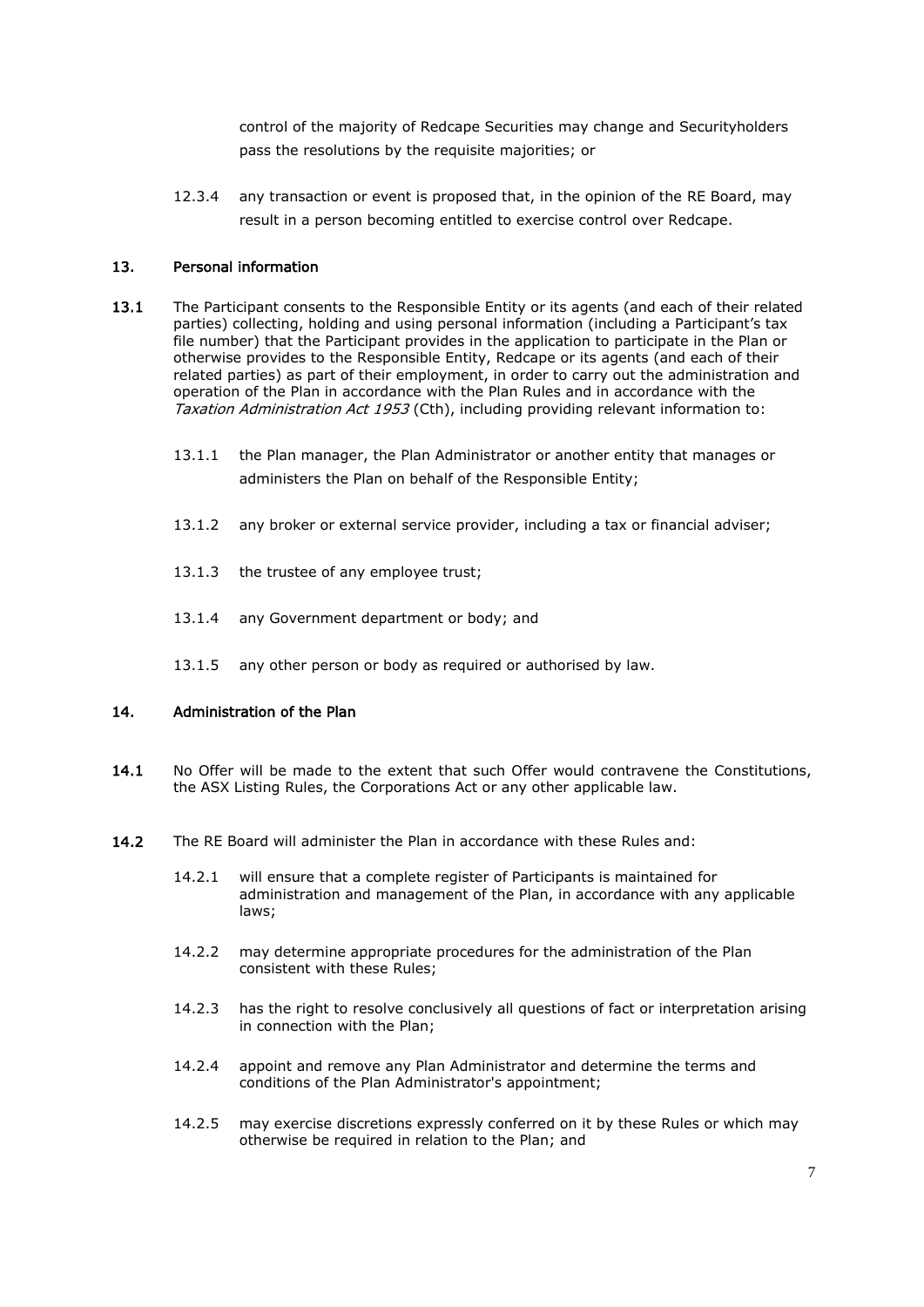control of the majority of Redcape Securities may change and Securityholders pass the resolutions by the requisite majorities; or

12.3.4 any transaction or event is proposed that, in the opinion of the RE Board, may result in a person becoming entitled to exercise control over Redcape.

## 13. Personal information

**13.1** The Participant consents to the Responsible Entity or its agents (and each of their related parties) collecting, holding and using personal information (including a Participant's tax file number) that the Participant provides in the application to participate in the Plan or otherwise provides to the Responsible Entity, Redcape or its agents (and each of their related parties) as part of their employment, in order to carry out the administration and operation of the Plan in accordance with the Plan Rules and in accordance with the *Taxation Administration Act 1953* (Cth), including providing relevant information to:

13.1.1 the Plan manager, the Plan Administrator or another entity that manages or administers the Plan on behalf of the Responsible Entity;

13.1.2 any broker or external service provider, including a tax or financial adviser;

13.1.3 the trustee of any employee trust;

13.1.4 any Government department or body; and

13.1.5 any other person or body as required or authorised by law.

## 14. Administration of the Plan

**14.1** No Offer will be made to the extent that such Offer would contravene the Constitutions, the ASX Listing Rules, the Corporations Act or any other applicable law.

**14.2** The RE Board will administer the Plan in accordance with these Rules and:

14.2.1 will ensure that a complete register of Participants is maintained for administration and management of the Plan, in accordance with any applicable laws;

14.2.2 may determine appropriate procedures for the administration of the Plan consistent with these Rules;

14.2.3 has the right to resolve conclusively all questions of fact or interpretation arising in connection with the Plan;

14.2.4 appoint and remove any Plan Administrator and determine the terms and conditions of the Plan Administrator's appointment;

14.2.5 may exercise discretions expressly conferred on it by these Rules or which may otherwise be required in relation to the Plan; and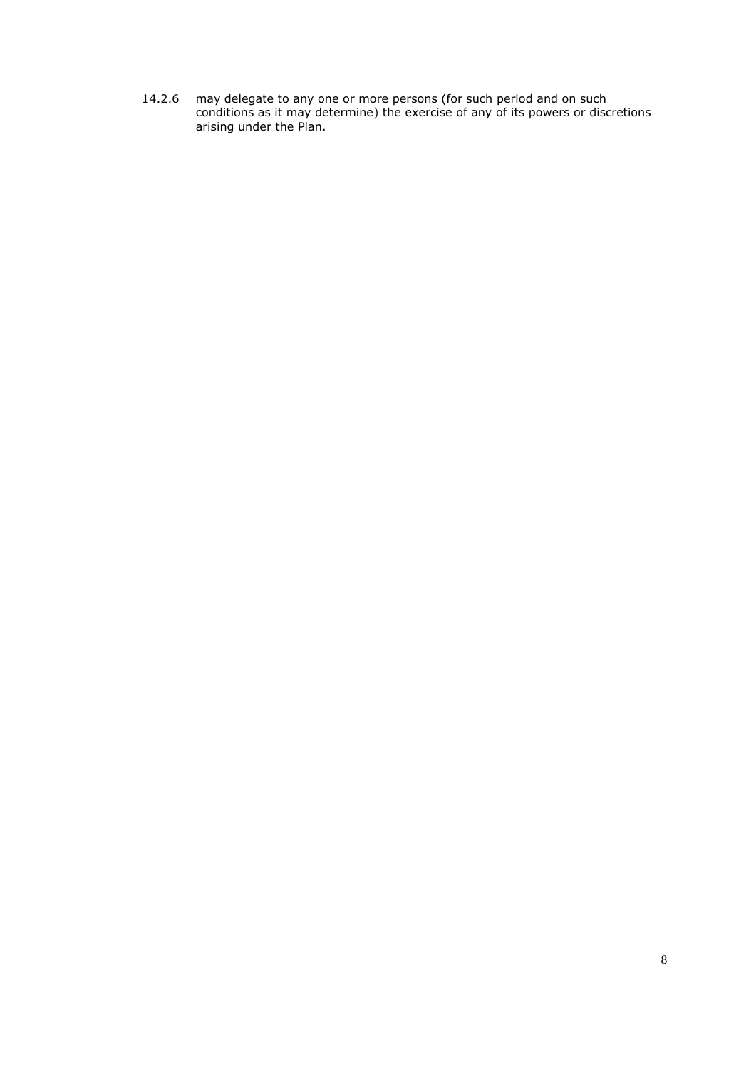14.2.6 may delegate to any one or more persons (for such period and on such conditions as it may determine) the exercise of any of its powers or discretions arising under the Plan.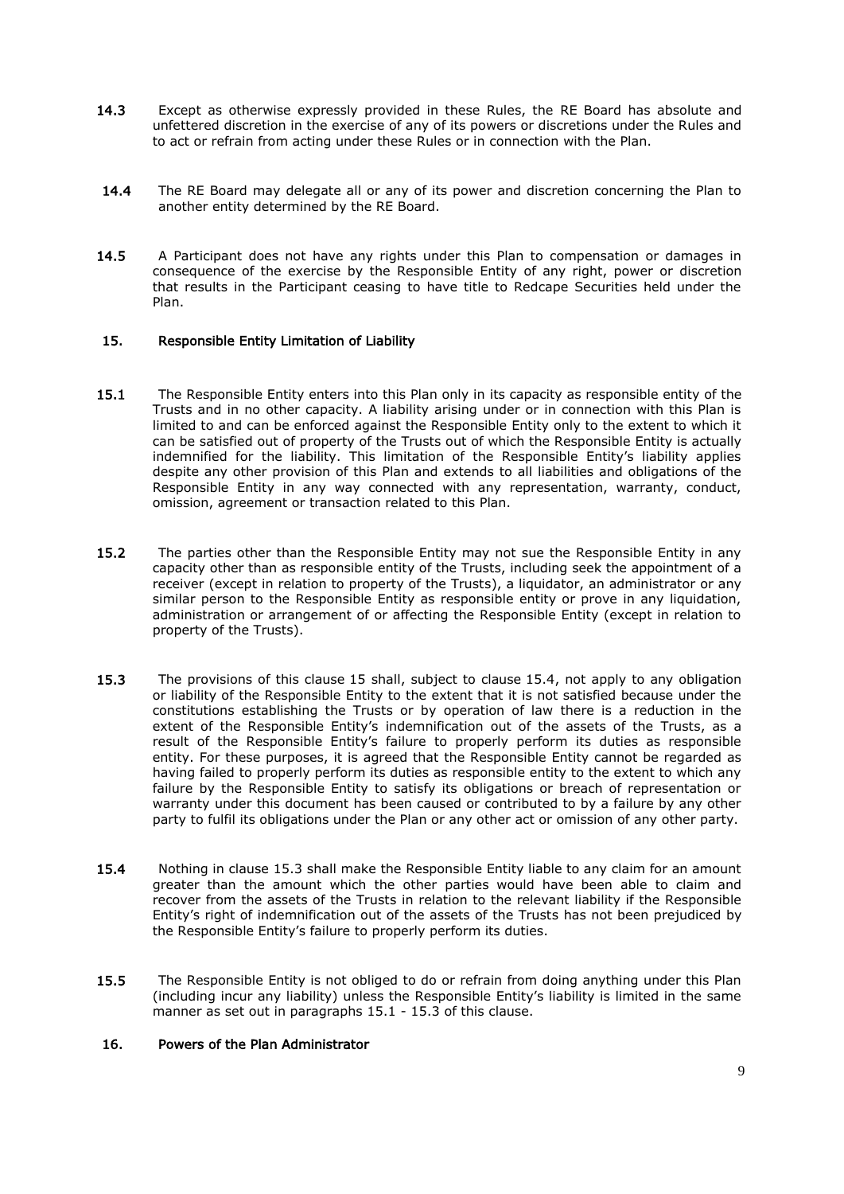**14.3** Except as otherwise expressly provided in these Rules, the RE Board has absolute and unfettered discretion in the exercise of any of its powers or discretions under the Rules and to act or refrain from acting under these Rules or in connection with the Plan.

**14.4** The RE Board may delegate all or any of its power and discretion concerning the Plan to another entity determined by the RE Board.

**14.5** A Participant does not have any rights under this Plan to compensation or damages in consequence of the exercise by the Responsible Entity of any right, power or discretion that results in the Participant ceasing to have title to Redcape Securities held under the Plan.

## 15. Responsible Entity Limitation of Liability

**15.1** The Responsible Entity enters into this Plan only in its capacity as responsible entity of the Trusts and in no other capacity. A liability arising under or in connection with this Plan is limited to and can be enforced against the Responsible Entity only to the extent to which it can be satisfied out of property of the Trusts out of which the Responsible Entity is actually indemnified for the liability. This limitation of the Responsible Entity's liability applies despite any other provision of this Plan and extends to all liabilities and obligations of the Responsible Entity in any way connected with any representation, warranty, conduct, omission, agreement or transaction related to this Plan.

**15.2** The parties other than the Responsible Entity may not sue the Responsible Entity in any capacity other than as responsible entity of the Trusts, including seek the appointment of a receiver (except in relation to property of the Trusts), a liquidator, an administrator or any similar person to the Responsible Entity as responsible entity or prove in any liquidation, administration or arrangement of or affecting the Responsible Entity (except in relation to property of the Trusts).

**15.3** The provisions of this clause 15 shall, subject to clause 15.4, not apply to any obligation or liability of the Responsible Entity to the extent that it is not satisfied because under the constitutions establishing the Trusts or by operation of law there is a reduction in the extent of the Responsible Entity's indemnification out of the assets of the Trusts, as a result of the Responsible Entity's failure to properly perform its duties as responsible entity. For these purposes, it is agreed that the Responsible Entity cannot be regarded as having failed to properly perform its duties as responsible entity to the extent to which any failure by the Responsible Entity to satisfy its obligations or breach of representation or warranty under this document has been caused or contributed to by a failure by any other party to fulfil its obligations under the Plan or any other act or omission of any other party.

**15.4** Nothing in clause 15.3 shall make the Responsible Entity liable to any claim for an amount greater than the amount which the other parties would have been able to claim and recover from the assets of the Trusts in relation to the relevant liability if the Responsible Entity's right of indemnification out of the assets of the Trusts has not been prejudiced by the Responsible Entity's failure to properly perform its duties.

**15.5** The Responsible Entity is not obliged to do or refrain from doing anything under this Plan (including incur any liability) unless the Responsible Entity's liability is limited in the same manner as set out in paragraphs 15.1 - 15.3 of this clause.

## 16. Powers of the Plan Administrator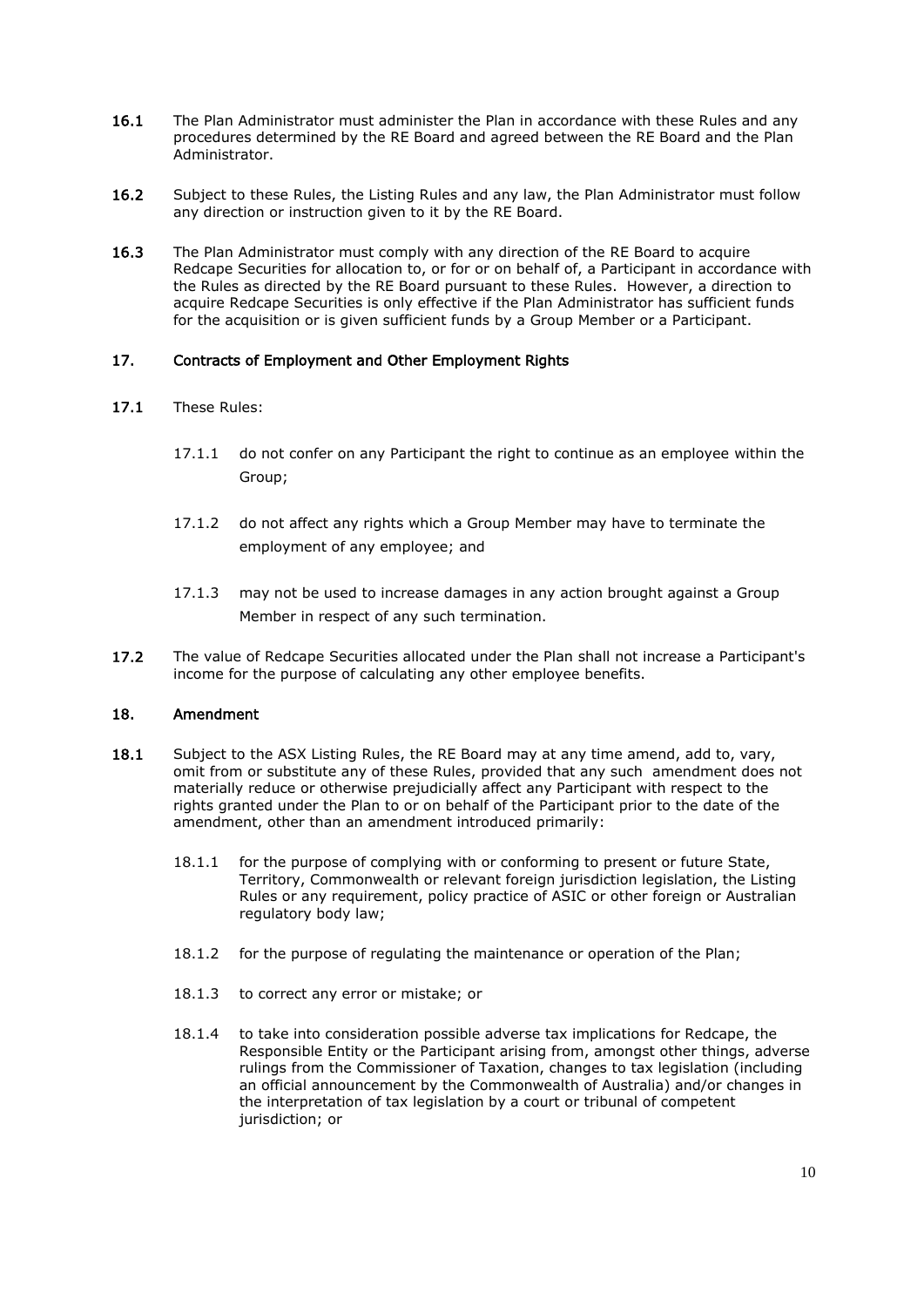**16.1** The Plan Administrator must administer the Plan in accordance with these Rules and any procedures determined by the RE Board and agreed between the RE Board and the Plan Administrator.

**16.2** Subject to these Rules, the Listing Rules and any law, the Plan Administrator must follow any direction or instruction given to it by the RE Board.

**16.3** The Plan Administrator must comply with any direction of the RE Board to acquire Redcape Securities for allocation to, or for or on behalf of, a Participant in accordance with the Rules as directed by the RE Board pursuant to these Rules. However, a direction to acquire Redcape Securities is only effective if the Plan Administrator has sufficient funds for the acquisition or is given sufficient funds by a Group Member or a Participant.

## 17. Contracts of Employment and Other Employment Rights

**17.1** These Rules:

17.1.1 do not confer on any Participant the right to continue as an employee within the Group;

17.1.2 do not affect any rights which a Group Member may have to terminate the employment of any employee; and

17.1.3 may not be used to increase damages in any action brought against a Group Member in respect of any such termination.

**17.2** The value of Redcape Securities allocated under the Plan shall not increase a Participant's income for the purpose of calculating any other employee benefits.

## 18. Amendment

**18.1** Subject to the ASX Listing Rules, the RE Board may at any time amend, add to, vary, omit from or substitute any of these Rules, provided that any such amendment does not materially reduce or otherwise prejudicially affect any Participant with respect to the rights granted under the Plan to or on behalf of the Participant prior to the date of the amendment, other than an amendment introduced primarily:

18.1.1 for the purpose of complying with or conforming to present or future State, Territory, Commonwealth or relevant foreign jurisdiction legislation, the Listing Rules or any requirement, policy practice of ASIC or other foreign or Australian regulatory body law;

18.1.2 for the purpose of regulating the maintenance or operation of the Plan;

18.1.3 to correct any error or mistake; or

18.1.4 to take into consideration possible adverse tax implications for Redcape, the Responsible Entity or the Participant arising from, amongst other things, adverse rulings from the Commissioner of Taxation, changes to tax legislation (including an official announcement by the Commonwealth of Australia) and/or changes in the interpretation of tax legislation by a court or tribunal of competent jurisdiction; or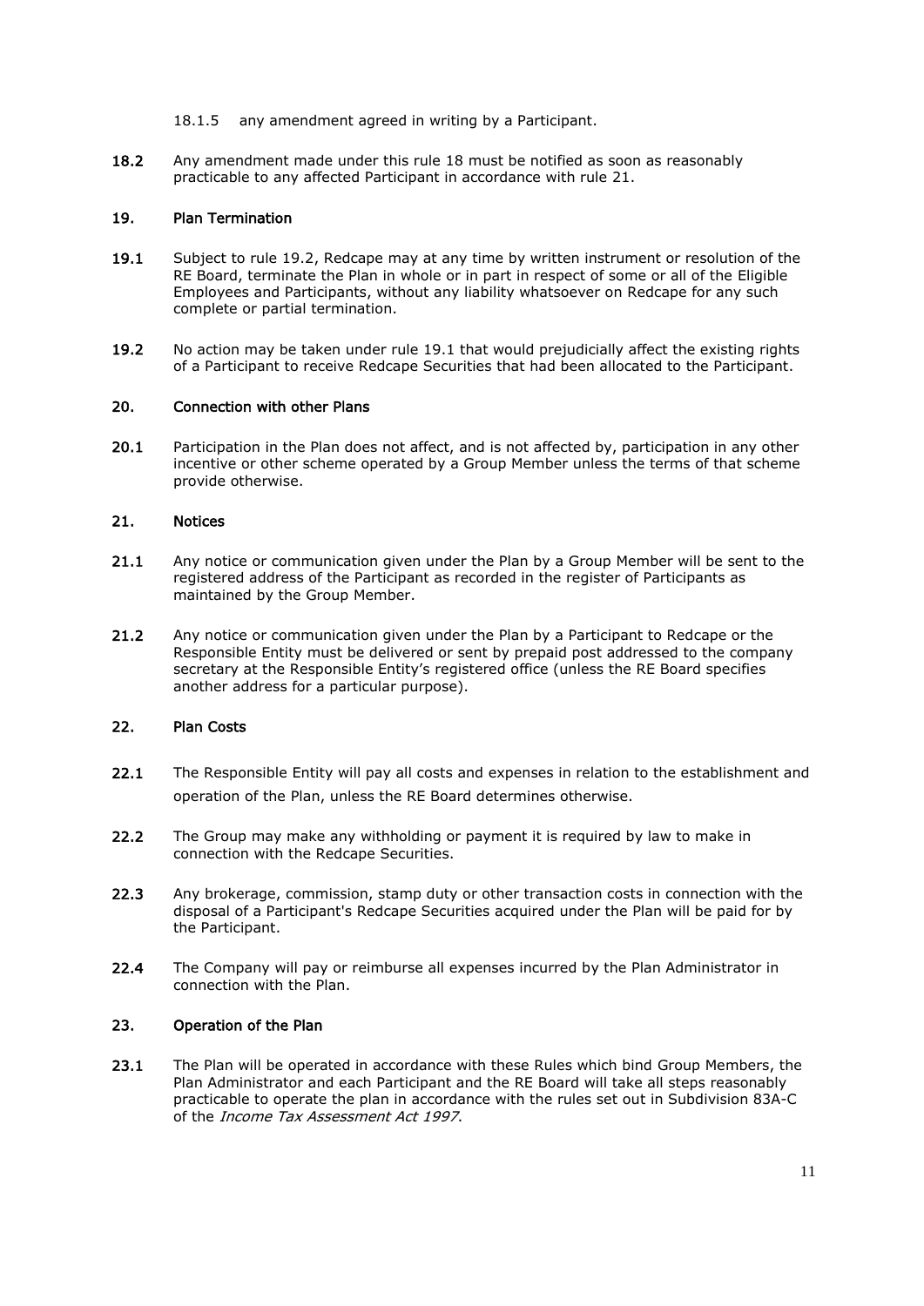18.1.5 any amendment agreed in writing by a Participant.

**18.2** Any amendment made under this rule 18 must be notified as soon as reasonably practicable to any affected Participant in accordance with rule 21.

## 19. Plan Termination

**19.1** Subject to rule 19.2, Redcape may at any time by written instrument or resolution of the RE Board, terminate the Plan in whole or in part in respect of some or all of the Eligible Employees and Participants, without any liability whatsoever on Redcape for any such complete or partial termination.

**19.2** No action may be taken under rule 19.1 that would prejudicially affect the existing rights of a Participant to receive Redcape Securities that had been allocated to the Participant.

## 20. Connection with other Plans

**20.1** Participation in the Plan does not affect, and is not affected by, participation in any other incentive or other scheme operated by a Group Member unless the terms of that scheme provide otherwise.

## 21. Notices

**21.1** Any notice or communication given under the Plan by a Group Member will be sent to the registered address of the Participant as recorded in the register of Participants as maintained by the Group Member.

**21.2** Any notice or communication given under the Plan by a Participant to Redcape or the Responsible Entity must be delivered or sent by prepaid post addressed to the company secretary at the Responsible Entity's registered office (unless the RE Board specifies another address for a particular purpose).

## 22. Plan Costs

**22.1** The Responsible Entity will pay all costs and expenses in relation to the establishment and operation of the Plan, unless the RE Board determines otherwise.

**22.2** The Group may make any withholding or payment it is required by law to make in connection with the Redcape Securities.

**22.3** Any brokerage, commission, stamp duty or other transaction costs in connection with the disposal of a Participant's Redcape Securities acquired under the Plan will be paid for by the Participant.

**22.4** The Company will pay or reimburse all expenses incurred by the Plan Administrator in connection with the Plan.

## 23. Operation of the Plan

**23.1** The Plan will be operated in accordance with these Rules which bind Group Members, the Plan Administrator and each Participant and the RE Board will take all steps reasonably practicable to operate the plan in accordance with the rules set out in Subdivision 83A-C of the *Income Tax Assessment Act 1997*.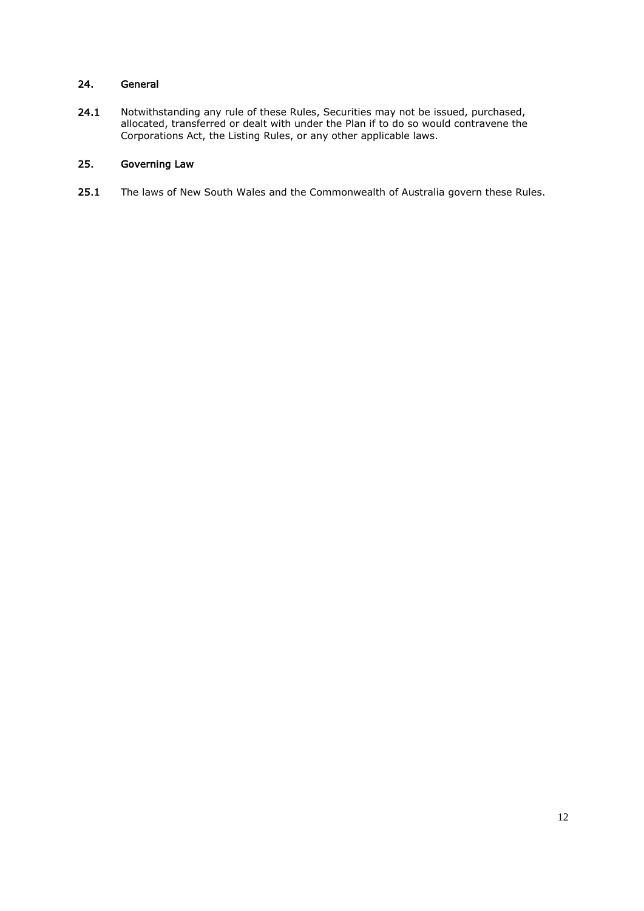## 24. General

**24.1** Notwithstanding any rule of these Rules, Securities may not be issued, purchased, allocated, transferred or dealt with under the Plan if to do so would contravene the Corporations Act, the Listing Rules, or any other applicable laws.

## 25. Governing Law

**25.1** The laws of New South Wales and the Commonwealth of Australia govern these Rules.